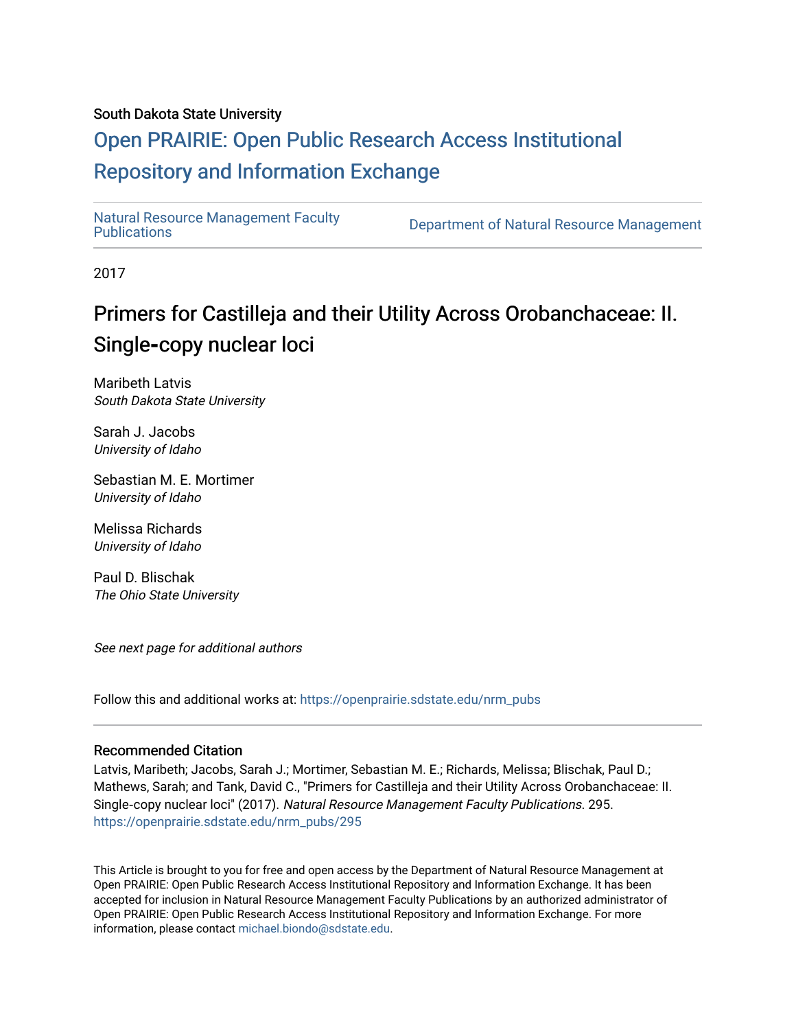South Dakota State University

# Open PRAIRIE: Open Public Research Access Institutional Repository and Information Exchange

Natural Resource Management Faculty Publications | Department of Natural Resource Management

2017

## Primers for Castilleja and their Utility Across Orobanchaceae: II. Single-copy nuclear loci

Maribeth Latvis
*South Dakota State University*

Sarah J. Jacobs
*University of Idaho*

Sebastian M. E. Mortimer
*University of Idaho*

Melissa Richards
*University of Idaho*

Paul D. Blischak
*The Ohio State University*

*See next page for additional authors*

Follow this and additional works at: https://openprairie.sdstate.edu/nrm_pubs

### Recommended Citation

Latvis, Maribeth; Jacobs, Sarah J.; Mortimer, Sebastian M. E.; Richards, Melissa; Blischak, Paul D.; Mathews, Sarah; and Tank, David C., "Primers for Castilleja and their Utility Across Orobanchaceae: II. Single-copy nuclear loci" (2017). *Natural Resource Management Faculty Publications*. 295.
https://openprairie.sdstate.edu/nrm_pubs/295

This Article is brought to you for free and open access by the Department of Natural Resource Management at Open PRAIRIE: Open Public Research Access Institutional Repository and Information Exchange. It has been accepted for inclusion in Natural Resource Management Faculty Publications by an authorized administrator of Open PRAIRIE: Open Public Research Access Institutional Repository and Information Exchange. For more information, please contact michael.biondo@sdstate.edu.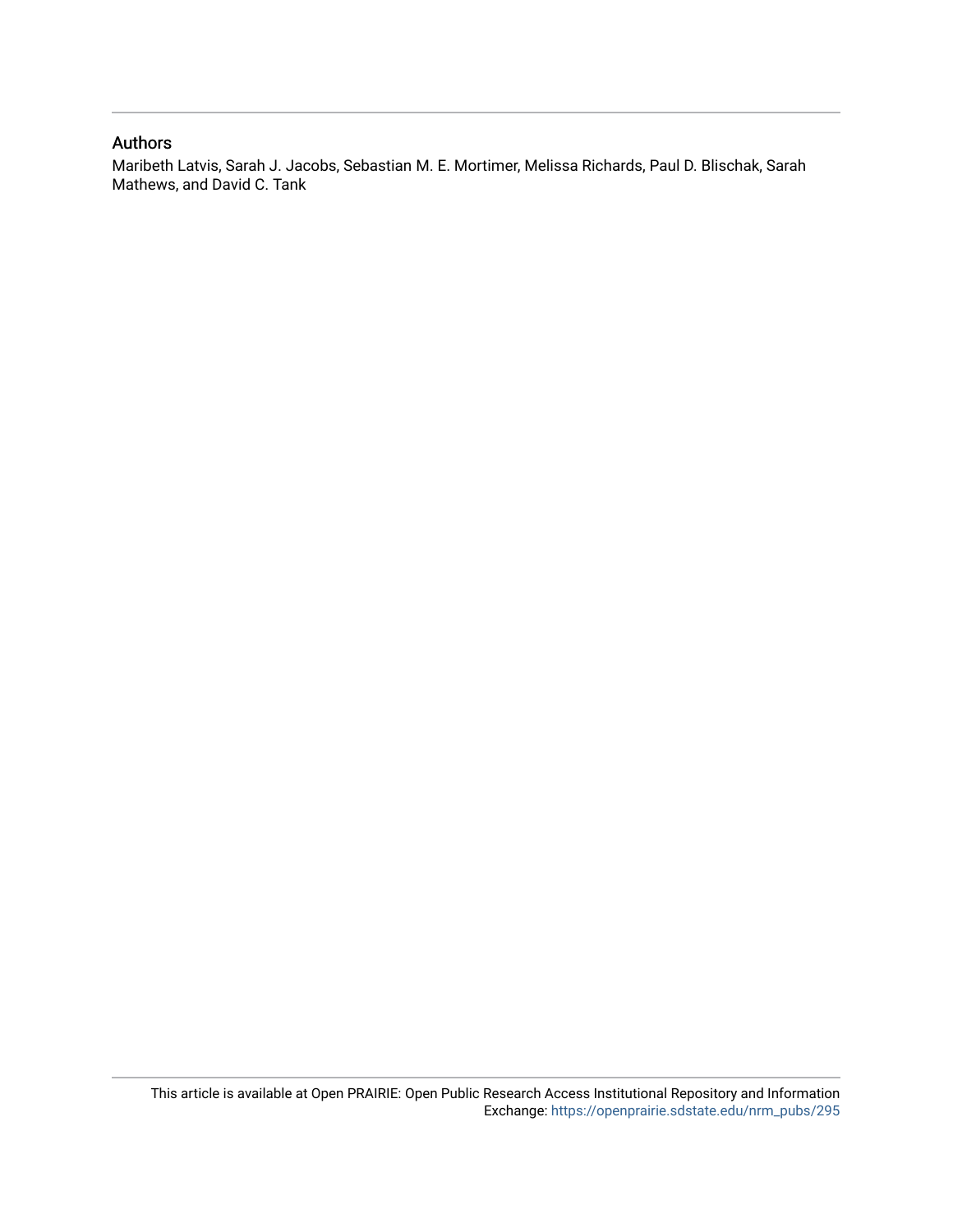## Authors

Maribeth Latvis, Sarah J. Jacobs, Sebastian M. E. Mortimer, Melissa Richards, Paul D. Blischak, Sarah Mathews, and David C. Tank

This article is available at Open PRAIRIE: Open Public Research Access Institutional Repository and Information Exchange: https://openprairie.sdstate.edu/nrm_pubs/295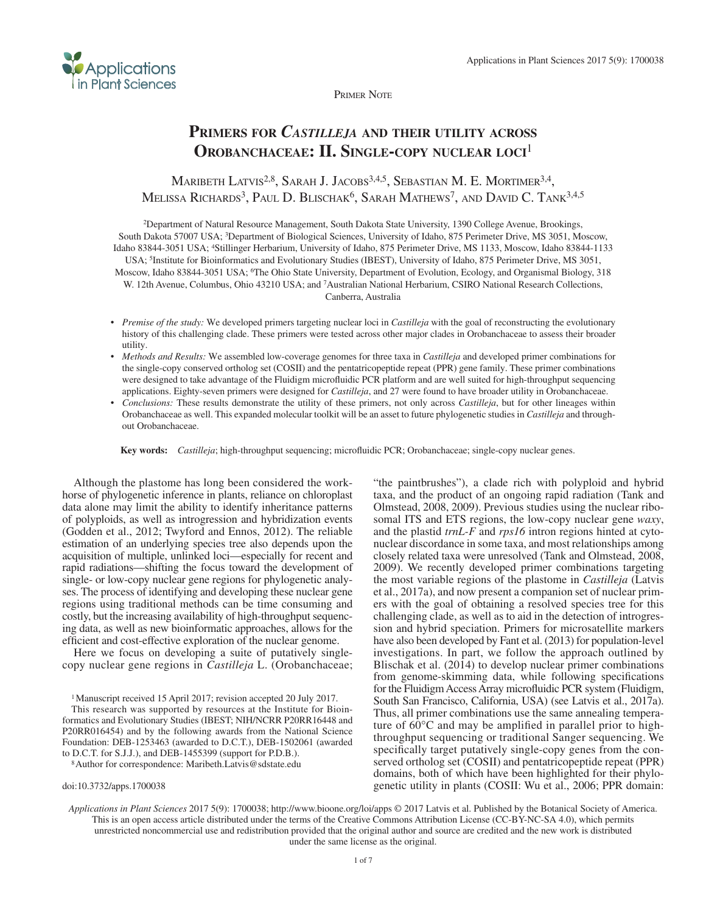Primer Note

# Primers for *Castilleja* and their utility across Orobanchaceae: II. Single-copy nuclear loci[1]

Maribeth Latvis[2,8], Sarah J. Jacobs[3,4,5], Sebastian M. E. Mortimer[3,4], Melissa Richards[3], Paul D. Blischak[6], Sarah Mathews[7], and David C. Tank[3,4,5]

[2]Department of Natural Resource Management, South Dakota State University, 1390 College Avenue, Brookings, South Dakota 57007 USA; [3]Department of Biological Sciences, University of Idaho, 875 Perimeter Drive, MS 3051, Moscow, Idaho 83844-3051 USA; [4]Stillinger Herbarium, University of Idaho, 875 Perimeter Drive, MS 1133, Moscow, Idaho 83844-1133 USA; [5]Institute for Bioinformatics and Evolutionary Studies (IBEST), University of Idaho, 875 Perimeter Drive, MS 3051, Moscow, Idaho 83844-3051 USA; [6]The Ohio State University, Department of Evolution, Ecology, and Organismal Biology, 318 W. 12th Avenue, Columbus, Ohio 43210 USA; and [7]Australian National Herbarium, CSIRO National Research Collections, Canberra, Australia

- *Premise of the study:* We developed primers targeting nuclear loci in *Castilleja* with the goal of reconstructing the evolutionary history of this challenging clade. These primers were tested across other major clades in Orobanchaceae to assess their broader utility.
- *Methods and Results:* We assembled low-coverage genomes for three taxa in *Castilleja* and developed primer combinations for the single-copy conserved ortholog set (COSII) and the pentatricopeptide repeat (PPR) gene family. These primer combinations were designed to take advantage of the Fluidigm microfluidic PCR platform and are well suited for high-throughput sequencing applications. Eighty-seven primers were designed for *Castilleja*, and 27 were found to have broader utility in Orobanchaceae.
- *Conclusions:* These results demonstrate the utility of these primers, not only across *Castilleja*, but for other lineages within Orobanchaceae as well. This expanded molecular toolkit will be an asset to future phylogenetic studies in *Castilleja* and throughout Orobanchaceae.

**Key words:** *Castilleja*; high-throughput sequencing; microfluidic PCR; Orobanchaceae; single-copy nuclear genes.

Although the plastome has long been considered the workhorse of phylogenetic inference in plants, reliance on chloroplast data alone may limit the ability to identify inheritance patterns of polyploids, as well as introgression and hybridization events (Godden et al., 2012; Twyford and Ennos, 2012). The reliable estimation of an underlying species tree also depends upon the acquisition of multiple, unlinked loci—especially for recent and rapid radiations—shifting the focus toward the development of single- or low-copy nuclear gene regions for phylogenetic analyses. The process of identifying and developing these nuclear gene regions using traditional methods can be time consuming and costly, but the increasing availability of high-throughput sequencing data, as well as new bioinformatic approaches, allows for the efficient and cost-effective exploration of the nuclear genome.

Here we focus on developing a suite of putatively single-copy nuclear gene regions in *Castilleja* L. (Orobanchaceae; "the paintbrushes"), a clade rich with polyploid and hybrid taxa, and the product of an ongoing rapid radiation (Tank and Olmstead, 2008, 2009). Previous studies using the nuclear ribosomal ITS and ETS regions, the low-copy nuclear gene *waxy*, and the plastid *trnL-F* and *rps16* intron regions hinted at cytonuclear discordance in some taxa, and most relationships among closely related taxa were unresolved (Tank and Olmstead, 2008, 2009). We recently developed primer combinations targeting the most variable regions of the plastome in *Castilleja* (Latvis et al., 2017a), and now present a companion set of nuclear primers with the goal of obtaining a resolved species tree for this challenging clade, as well as to aid in the detection of introgression and hybrid speciation. Primers for microsatellite markers have also been developed by Fant et al. (2013) for population-level investigations. In part, we follow the approach outlined by Blischak et al. (2014) to develop nuclear primer combinations from genome-skimming data, while following specifications for the Fluidigm Access Array microfluidic PCR system (Fluidigm, South San Francisco, California, USA) (see Latvis et al., 2017a). Thus, all primer combinations use the same annealing temperature of 60°C and may be amplified in parallel prior to high-throughput sequencing or traditional Sanger sequencing. We specifically target putatively single-copy genes from the conserved ortholog set (COSII) and pentatricopeptide repeat (PPR) domains, both of which have been highlighted for their phylogenetic utility in plants (COSII: Wu et al., 2006; PPR domain:

[1]Manuscript received 15 April 2017; revision accepted 20 July 2017.

This research was supported by resources at the Institute for Bioinformatics and Evolutionary Studies (IBEST; NIH/NCRR P20RR16448 and P20RR016454) and by the following awards from the National Science Foundation: DEB-1253463 (awarded to D.C.T.), DEB-1502061 (awarded to D.C.T. for S.J.J.), and DEB-1455399 (support for P.D.B.).

[8]Author for correspondence: Maribeth.Latvis@sdstate.edu

doi:10.3732/apps.1700038

*Applications in Plant Sciences* 2017 5(9): 1700038; http://www.bioone.org/loi/apps © 2017 Latvis et al. Published by the Botanical Society of America. This is an open access article distributed under the terms of the Creative Commons Attribution License (CC-BY-NC-SA 4.0), which permits unrestricted noncommercial use and redistribution provided that the original author and source are credited and the new work is distributed under the same license as the original.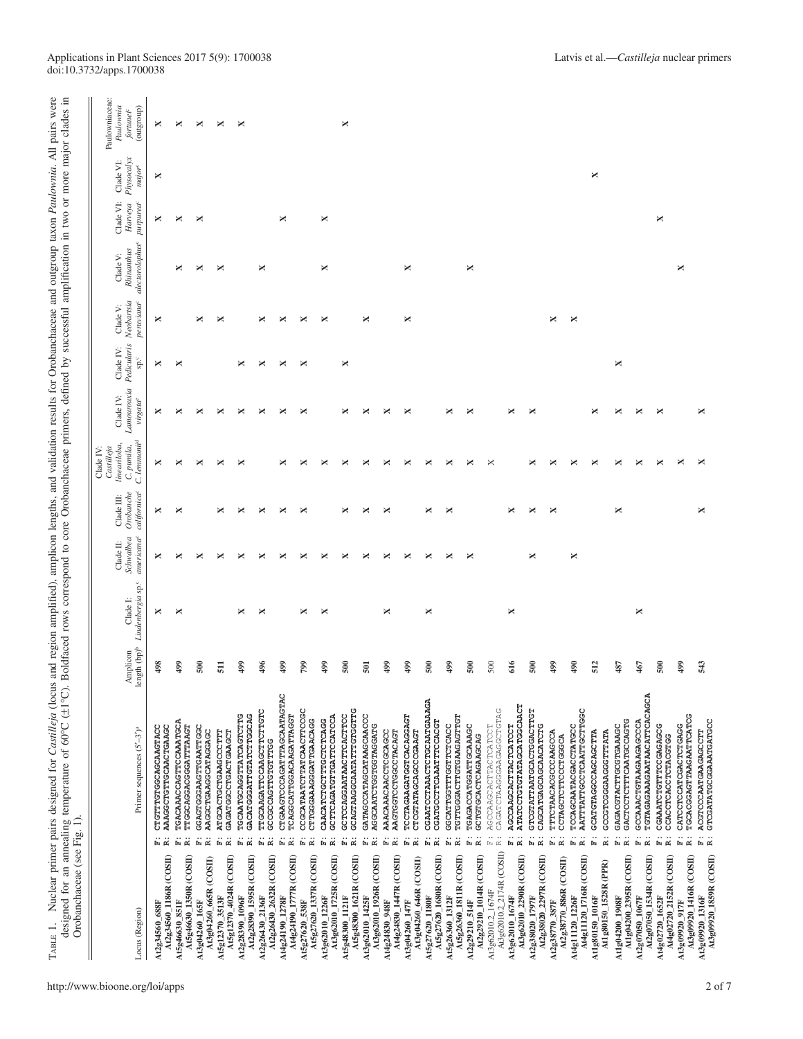TABLE 1. Nuclear primer pairs designed for *Castilleja* (locus and region amplified), amplicon lengths, and validation results for Orobanchaceae and outgroup taxon *Paulownia*. All pairs were designed for an annealing temperature of 60°C (±1°C). Boldfaced rows correspond to core Orobanchaceae primers, defined by successful amplification in two or more major clades in Orobanchaceae (see Fig. 1).

| Locus (Region) | Primer sequences (5′–3′)[a] | Amplicon length (bp)[b] | Clade I: *Lindenbergia* sp.[c] | Clade II: *Schwalbea americana*[c] | Clade III: *Orobanche californica*[c] | Clade IV: *Castilleja linearifolia*, *C. pumila*, *C. lemmonii*[d] | Clade IV: *Lamourouxia virgata*[c] | Clade IV: *Pedicularis* sp.[c] | Clade V: *Neobartsia peruviana*[c] | Clade V: *Rhinanthus alectorolophus*[c] | Clade VI: *Harveya purpurea*[c] | Clade VI: *Physocalyx major*[c] | Paulowniaceae: *Paulownia fortunei*[c] (outgroup) |
|---|---|---|---|---|---|---|---|---|---|---|---|---|---|
| At2g34560_688F<br>At2g34560_1186R (COSII) | F: CTGTTGTGGCAGCAAGTACC<br>R: AAAGGCTGTTGCAACTGAAGC | 498 | X | X | X | X | X | X | X | | X | X | X |
| At5g46630_851F<br>At5g46630_1350R (COSII) | F: TGACAAACCAGTTCCAAATGCA<br>R: TTGGCAGGACGGGATTTAAGT | 499 | X | X | X | X | X | X | | X | X | | X |
| At3g04260_165F<br>At3g04260_665R (COSII) | F: GGAGTGGGAAGTTGAATTGGC<br>R: AAGGCTGAAGGCATAGGAGC | 500 | | X | | X | X | | X | X | X | | X |
| At5g12370_3513F<br>At5g12370_4024R (COSII) | F: ATGCACTGCTGAAGCCCTTT<br>R: GAGATGGCCTGACTGAAGCT | 511 | | X | X | X | X | | X | X | | | X |
| At2g28390_1096F<br>At2g28390_1595R (COSII) | F: TGCAATGCAGGTTATCAGTCTTG<br>R: GACATGGGATTGTATCTTGGCAG | 499 | X | X | X | X | X | X | | | | | X |
| At2g26430_2136F<br>At2g26430_2632R (COSII) | F: TTGCAAGATTCCAAGCTTCTTGTC<br>R: GCCGCCAGTTGTGTTTGG | 496 | X | X | X | | X | X | X | X | | | |
| At4g24190_1278F<br>At4g24190_1777R (COSII) | F: CTGAAGTCCCAGATTTAGCAATAGTAC<br>R: TCAGGCATTGGACAAGATTAGGT | 499 | | X | X | X | X | X | X | | X | | |
| At5g27620_538F<br>At5g27620_1337R (COSII) | F: CCGCATAATCTTATCAACTTCCGC<br>R: CTTGGAAAGGGATTGAACAGG | 799 | X | X | X | X | X | X | X | | | | |
| At3g62010_1226F<br>At3g62010_1725R (COSII) | F: CAACATCTGCTTTGCTCTCAGG<br>R: GCTTCAGATGTTGATTCCATCCA | 499 | X | X | | X | | X | X | X | X | | |
| At5g48300_1121F<br>At5g48300_1621R (COSII) | F: GCTCCAGGAATAACTTCACTTCC<br>R: GCAGTAAGGCAATATTTGTGGTTG | 500 | | X | X | X | X | X | | | | | X |
| At3g62010_1425F<br>At3g62010_1926R (COSII) | F: GATAGCCATAGCATAAGCAACCC<br>R: AGGCAATCTGGTGGTAGGATG | 501 | | X | X | X | X | | X | | | | |
| At4g24830_948F<br>At4g24830_1447R (COSII) | F: AAACAAACAACCTCGCAGCC<br>R: AAGTGGTCCTGGCCTACAGT | 499 | X | X | X | X | X | | | | | | |
| At3g04260_147F<br>At3g04260_646R (COSII) | F: TCCTAGAAGATGGTCACAGGAGT<br>R: CTCGTATAGCAGCCGAAGT | 499 | | X | | X | X | | X | X | | | |
| At5g27620_1180F<br>At5g27620_1680R (COSII) | F: CGAATCCTAAACTCTGCAATGAAAGA<br>R: CGATGCCTTCAAATTTCCACGT | 500 | X | X | X | X | | | | | | | |
| At5g26360_1312F<br>At5g26360_1811R (COSII) | F: GGCATTGGTTTGGTTCTCACC<br>R: TGTTGGACTTGTGAAGAGTTGT | 499 | | X | X | X | X | | | | | | |
| At2g29210_514F<br>At2g29210_1014R (COSII) | F: TGAGACCATGGATTGCAAAGC<br>R: GCTGTGCACTCAGAAGCAG | 500 | | X | | X | X | | | X | | | |
| At3g62010.2_1674F<br>At3g62010.2_2174R (COSII) | F: AGCCAAGCACTTACTCATCCT<br>R: CAGATCTAAGGAAGAGGCTGTAG | 500 | | | | X | | | | | | | |
| At3g62010_1674F<br>At3g62010_2290R (COSII) | F: AGCCAAGCACTTACTCATCCT<br>R: ATATCCTGTGTATAGCATGGCAACT | 616 | X | | X | | X | | | | | | |
| At2g38020_1797F<br>At2g38020_2297R (COSII) | F: GTCGTATTAATGCACTGGACTTGT<br>R: CAGCATGAGCAGCAACATCTG | 500 | | X | X | X | X | | | | | | |
| At2g38770_387F<br>At2g38770_886R (COSII) | F: TTTCTAACACGCCCAAGCCA<br>R: CCTAGCTCTTCCCTGGGCA | 499 | | | X | X | | | X | | | | |
| At4g11120_1226F<br>At4g11120_1716R (COSII) | F: TCCAGCAATACGACCTATGCC<br>R: AATTTATTGCCTCAATTGCTTGGC | 490 | | X | | X | | | X | | | | |
| At1g80150_1016F<br>At1g80150_1528R (PPR) | F: GCATGTAGGCCAGCAGCTTA<br>R: GCCGTCGGAAGGGTTTATA | 512 | | | | | X | | | | | X | |
| At1g04200_1908F<br>At1g04200_2395R (COSII) | F: GAGACGTACTTGCGTGAAAGC<br>R: GACTCCTCTTTCAATGCCAGTG | 487 | | | X | X | X | X | | | | | |
| At2g07050_1067F<br>At2g07050_1534R (COSII) | F: GCCAAACTGTAGAAGAGCCCA<br>R: TGTAGAGAAGAATAACATTCACAGCA | 467 | X | | | X | X | | | | | | |
| At4g02720_1652F<br>At4g02720_2152R (COSII) | F: CGAAATCTGTTTCCGAGAGCG<br>R: CCACCTCACCTCTACGTGG | 500 | | | | X | X | | | | X | | |
| At3g09920_917F<br>At3g09920_1416R (COSII) | F: CATCCTCCATCGACTCTGAGG<br>R: TGCACGGAGTTAAGAATTCATCG | 499 | | | | X | | | | X | | | |
| At3g09920_1316F<br>At3g09920_1859R (COSII) | F: ACGTCCCAATGAAGAGCCTT<br>R: GTCGATATGCGGAAATGATGCC | 543 | | | X | X | X | | | | | | |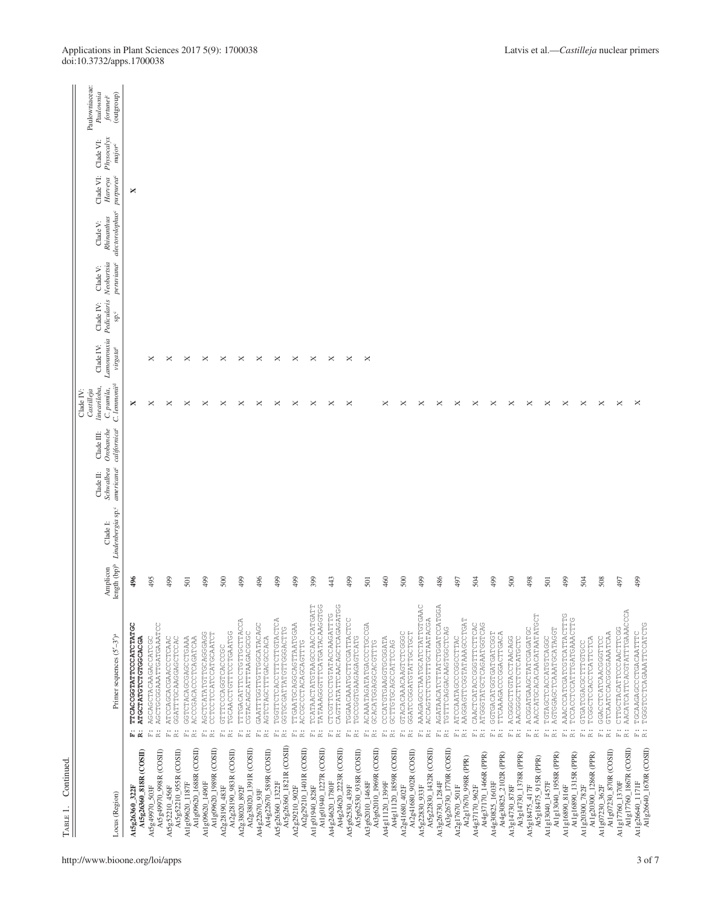Table 1. Continued.

| Locus (Region) | Primer sequences (5′–3′)[a] | Amplicon length (bp)[b] | Clade I: *Lindenbergia* sp.[c] | Clade II: *Schwalbea americana*[c] | Clade III: *Orobanche californica*[c] | Clade IV: *Castilleja lineariloba*, *C. pumila*, *C. lemmonii*[d] | Clade IV: *Lamourouxia virgata*[c] | Clade IV: *Pedicularis* sp.[c] | Clade V: *Neobartsia peruviana*[c] | Clade V: *Rhinanthus alectorolophus*[c] | Clade VI: *Harveya purpurea*[c] | Clade VI: *Physocalyx major*[c] | Paulowniaceae: *Paulownia fortunei*[c] (outgroup) |
|---|---|---|---|---|---|---|---|---|---|---|---|---|---|
| **At5g26360_322F** | **F: TTCACCGGTATTCCCATCTATGC** | **496** | | | | X | | | | | X | | |
| **At5g26360_818R (COSII)** | **R: ATGCTATGTCTGTGGCACGA** | | | | | | | | | | | | |
| At5g49970_503F | F: AGCAGCTACAAGACCATCGC | 495 | | | | X | X | | | | | | |
| At5g49970_998R (COSII) | R: AGCTGCGGAAATTGATGAAATCC | | | | | | | | | | | | |
| At5g52210_456F | F: ATCCAGCAGAACCCTCAAC | 499 | | | | X | X | | | | | | |
| At5g52210_955R (COSII) | R: GGATTTGCAAGGAGCTCCAC | | | | | | | | | | | | |
| At1g09620_1187F | F: GGTCTACAGCGAGCCTGAAA | 501 | | | | X | X | | | | | | |
| At1g09620_1688R (COSII) | R: ACCCGACACCCTCAGATCAA | | | | | | | | | | | | |
| At1g09620_1490F | F: AGCTCATATGTTGCAGGGAGG | 499 | | | | X | X | | | | | | |
| At1g09620_1989R (COSII) | R: CCTCCTCCATCCATGCAATCT | | | | | | | | | | | | |
| At2g28190_483F | F: GTTTCCAGGTCACCCGC | 500 | | | | X | X | | | | | | |
| At2g28190_983R (COSII) | R: TGCAACCTGTTTCCTTGAATGG | | | | | | | | | | | | |
| At2g38020_892F | F: TTTGACATTTCCTGTTGCTTACCA | 499 | | | | X | X | | | | | | |
| At2g38020_1391R (COSII) | R: CGTACAGCATTTAAGACGCGC | | | | | | | | | | | | |
| At4g22670_93F | F: GAATTTGGTTGTTGGCATACAGC | 496 | | | | X | X | | | | | | |
| At4g22670_589R (COSII) | R: AGTCTAGCTTTGACGCCACA | | | | | | | | | | | | |
| At5g26360_1322F | F: TGGTTCTCACCTTTCTTGTACTCA | 499 | | | | X | X | | | | | | |
| At5g26360_1821R (COSII) | R: GGTGCGATTATGTTGGGACTTG | | | | | | | | | | | | |
| At2g29210_902F | F: TTGAATGCAGGCAGTTAATGGAA | 499 | | | | X | X | | | | | | |
| At2g29210_1401R (COSII) | R: ACGCCCTACAGCAGTTTG | | | | | | | | | | | | |
| At1g01940_828F | F: TCATAACTATGTAAGCCAACCATGATT | 399 | | | | X | X | | | | | | |
| At1g01940_1227R (COSII) | R: TATAAAGGTTTCATGATACAAGGTG | | | | | | | | | | | | |
| At4g24620_1780F | F: CTCGTTCCCTGTATACCAAGATTTG | 443 | | | | X | X | | | | | | |
| At4g24620_2223R (COSII) | R: CAGTTATATTCAACAGCTCAGAGATG | | | | | | | | | | | | |
| At5g62530_439F | F: TGGAACAAATGCTTCGATTACTCC | 499 | | | | X | X | | | | | | |
| At5g62530_938R (COSII) | R: TGCCGTGAAGAGAGTCATG | | | | | | | | | | | | |
| At3g62010_1468F | F: ACAAATAGATATGACCCTGCCGA | 501 | | | | | X | | | | | | |
| At3g62010_1969R (COSII) | R: GCACATGGAGGCACGTTTG | | | | | | | | | | | | |
| At4g11120_1399F | F: CCCATGTGAAGGTGCGGATA | 460 | | | | X | | | | | | | |
| At4g11120_1859R (COSII) | R: GCTTGTGCAGCCATTCCAG | | | | | | | | | | | | |
| At2g41680_402F | F: GTACACAAACAAGTCTCGGGC | 500 | | | | X | | | | | | | |
| At2g41680_902R (COSII) | R: GGATCCGGATGTATTGCTGCT | | | | | | | | | | | | |
| At5g22830_933F | F: AAAGAGCCTAATGCATCTATTGTGAAC | 499 | | | | X | | | | | | | |
| At5g22830_1432R (COSII) | R: ACCAGTCTCTGTTTGCTAATACGA | | | | | | | | | | | | |
| At3g26730_1284F | F: AGATAACATCTTATCTGGATCCATGGA | 486 | | | | X | | | | | | | |
| At3g26730_1770R (COSII) | R: TGTTTCAGGACAAGTGGCTCAG | | | | | | | | | | | | |
| At2g17670_501F | F: ATCCAATAGCCCGGCCTTAC | 497 | | | | X | | | | | | | |
| At2g17670_998R (PPR) | R: AAGGAGTTCGGTATAAAGCCTGAT | | | | | | | | | | | | |
| At4g37170_962F | F: CAACTCATACCGGTTTCTTCAC | 504 | | | | X | | | | | | | |
| At4g37170_1466R (PPR) | R: ATGGGTATGCTCAGAATGGTCAG | | | | | | | | | | | | |
| At4g30825_1603F | F: GGTGACATGGTGATGATCGGT | 499 | | | | X | | | | | | | |
| At4g30825_2102R (PPR) | R: TTCAAAGACCCGGACTTGACA | | | | | | | | | | | | |
| At3g14730_878F | F: ACGGGCTTGTACCTAACAGG | 500 | | | | X | | | | | | | |
| At3g14730_1378R (PPR) | R: AACGGCTTCTCTCATGCTC | | | | | | | | | | | | |
| At5g18475_417F | F: ACGGATGAAGCTAGTCGAGATGC | 498 | | | | X | | | | | | | |
| At5g18475_915R (PPR) | R: AACCATGCACACAACATAATATGCT | | | | | | | | | | | | |
| At1g13040_1457F | F: TGTAGCTCACCATGTCAGGC | 501 | | | | X | | | | | | | |
| At1g13040_1958R (PPR) | R: AGTGGAGCTCAAATGCATAGGT | | | | | | | | | | | | |
| At1g16890_816F | F: AAACCCATCGATCGTCATTACTTTG | 499 | | | | X | | | | | | | |
| At1g16890_1315R (PPR) | R: TCCACCTCCATTTGATGAAACTTG | | | | | | | | | | | | |
| At1g20300_782F | F: GTGATCGACGCTTTGTGCC | 504 | | | | X | | | | | | | |
| At1g20300_1286R (PPR) | R: TCGGCTCCACCTCATTTCTCA | | | | | | | | | | | | |
| At1g07230_362F | F: GGACCTCATCAACGGGTTCC | 508 | | | | X | | | | | | | |
| At1g07230_870R (COSII) | R: GTCAATCCACGGCGAAATCAA | | | | | | | | | | | | |
| At1g17760_1370F | F: CTTGCTACATTCCCAACTTCGG | 497 | | | | X | | | | | | | |
| At1g17760_1867R (COSII) | R: AACATCATTCACGTATTTGAAACCCA | | | | | | | | | | | | |
| At1g26640_1171F | F: TGCAAGAGCCCTGACAATTTC | 499 | | | | X | | | | | | | |
| At1g26640_1670R (COSII) | R: TGGTCCTCAGAAATTCCATCTG | | | | | | | | | | | | |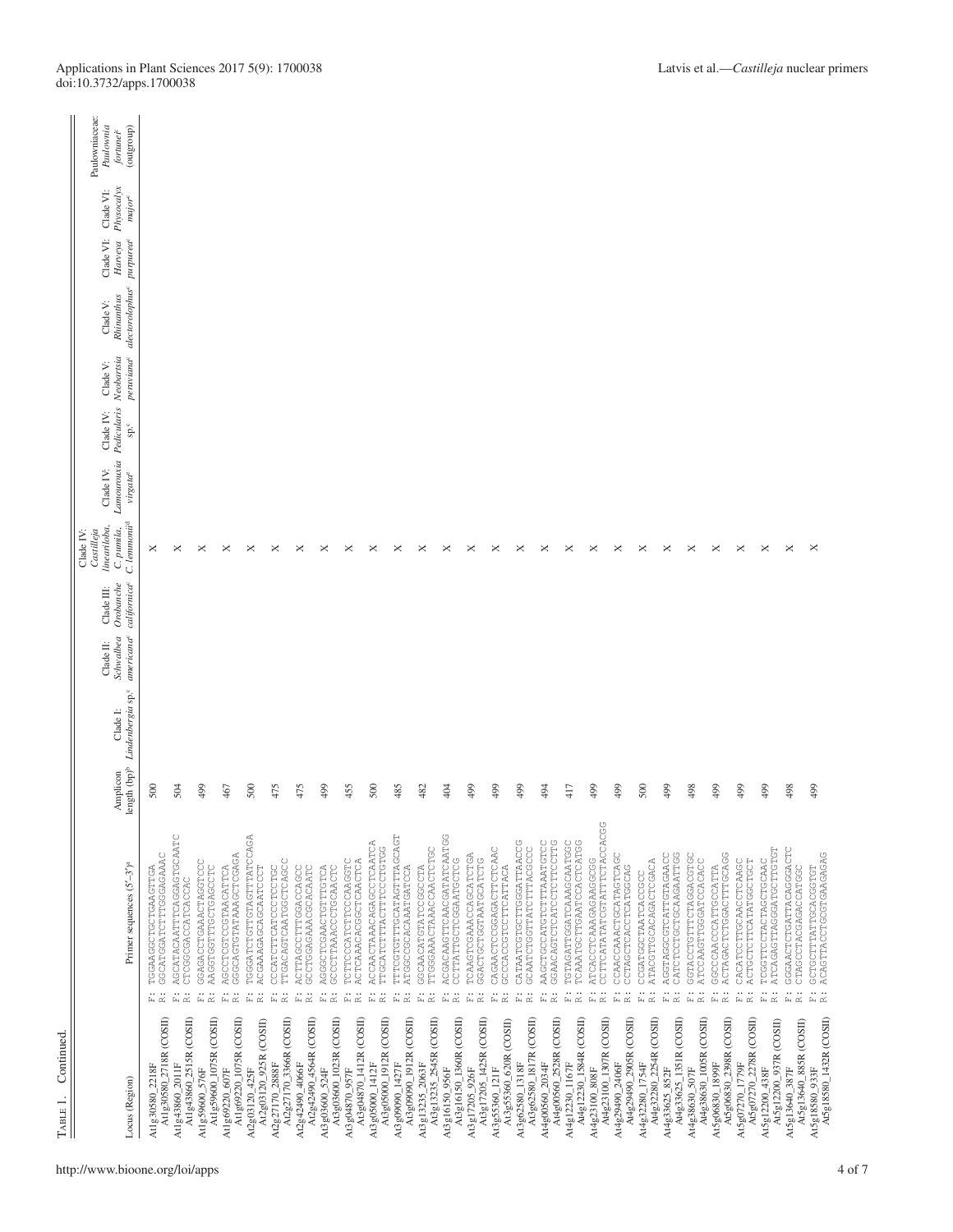Table 1. Continued.

| Locus (Region) | Primer sequences (5′–3′)[a] | Amplicon length (bp)[b] | Clade I: *Lindenbergia* sp.[c] | Clade II: *Schwalbea americana*[c] | Clade III: *Orobanche californica*[c] | Clade IV: *Castilleja linearioba*, *C. pumila*, *C. lemmonii*[d] | Clade IV: *Lamourouxia virgata*[c] | Clade IV: *Pedicularis* sp.[c] | Clade V: *Neobartsia peruviana*[c] | Clade V: *Rhinanthus alectorolophus*[c] | Clade VI: *Harveya purpurea*[c] | Clade VI: *Physocalyx major*[c] | Paulowniaceae: *Paulownia fortunei*[c] (outgroup) |
|---|---|---|---|---|---|---|---|---|---|---|---|---|---|
| At1g30580_2218F At1g30580_2718R (COSII) | F: TGGAAGGCTGCTGAAGTTGA R: GGCATGGATCTTTGGGAGAAC | 500 | | | | X | | | | | | | |
| At1g43860_2011F At1g43860_2515R (COSII) | F: AGCATACAATTTCAGGAGTGCAATC R: CTCGGCGACCATCACCAC | 504 | | | | X | | | | | | | |
| At1g59600_576F At1g59600_1075R (COSII) | F: GGAGACCTGAAACTAGGTCCC R: AAGGTGGTTTGCTGAGCCTC | 499 | | | | X | | | | | | | |
| At1g69220_607F At1g69220_1075R (COSII) | F: AGCCTCGTCCGTAACATTCA R: GGGCAGTGTATAAAGCTCGAGA | 467 | | | | X | | | | | | | |
| At2g03120_425F At2g03120_925R (COSII) | F: TGGGATCTGTTGTAGTTTATCCAGA R: ACGAAAGAGCAGCAATCCCT | 500 | | | | X | | | | | | | |
| At2g27170_2888F At2g27170_3366R (COSII) | F: CCCATCTTCATCCCTCCTGC R: TTGACAGTCAATGGCTCAGCC | 475 | | | | X | | | | | | | |
| At2g42490_4066F At2g42490_4564R (COSII) | F: ACTTAGCCTTTGGACCAGCC R: GCCTGAGAAAGCACACATC | 475 | | | | X | | | | | | | |
| At3g03600_524F At3g03600_1023R (COSII) | F: AGGGCTCGAACTGTTTGTCA R: GCCCTTAAACCCTGCAACTC | 499 | | | | X | | | | | | | |
| At3g04870_957F At3g04870_1412R (COSII) | F: TCTTCCCATCTTCCCAAGGTC R: ACTCAAACACGGCTCAACTCA | 455 | | | | X | | | | | | | |
| At3g05000_1412F At3g05000_1912R (COSII) | F: ACCAACTAAACAGAGCCTCAATCA R: TTGCATCTTTACTTTCCCTGTGG | 500 | | | | X | | | | | | | |
| At3g09090_1427F At3g09090_1912R (COSII) | F: TTTCGTGTTTGCATAGTTTAGCAGT R: ATGGCCGCACAAATGATCCA | 485 | | | | X | | | | | | | |
| At3g13235_2063F At3g13235_2545R (COSII) | F: GGCAACATGTATCCGGCCTA R: TTGGGAAACTAAACCAACTCTGC | 482 | | | | X | | | | | | | |
| At3g16150_956F At3g16150_1360R (COSII) | F: ACGACAAGTTCAACGATATCAATGG R: CCTTATTGCTCGGAATGCTCG | 404 | | | | X | | | | | | | |
| At3g17205_926F At3g17205_1425R (COSII) | F: TCAAGTCGAAACCAGCATCTGA R: GGACTGCTGGTAATGCATCTG | 499 | | | | X | | | | | | | |
| At3g55360_121F At3g55360_620R (COSII) | F: CAGAACTCCGGAGACTTCTCAAC R: GCCCACCGTCCTTCATTACA | 499 | | | | X | | | | | | | |
| At3g62580_1318F At3g62580_1817R (COSII) | F: CATAATCGTGCTTGGGATTAACCG R: GCAATCTGGTTATCTTTACGCCC | 499 | | | | X | | | | | | | |
| At4g00560_2034F At4g00560_2528R (COSII) | F: AAGCTGCCATGTCTTTAAATGTCC R: GGAACAGTCTCATCTCTCTTCCTTG | 494 | | | | X | | | | | | | |
| At4g12230_1167F At4g12230_1584R (COSII) | F: TGTAGATTGGATCAAAGCAATGGC R: TCAAATGCTTGAATCCACTCATGG | 417 | | | | X | | | | | | | |
| At4g23100_808F At4g23100_1307R (COSII) | F: ATCACCTCAAAGAGAAGGCGG R: CCTTCATATATGGTATTTCTACCACGG | 499 | | | | X | | | | | | | |
| At4g29490_2406F At4g29490_2905R (COSII) | F: CCAACCAAACTGCATAGTCAGC R: CCTAGCTCACCTCATGGCAG | 499 | | | | X | | | | | | | |
| At4g32280_1754F At4g32280_2254R (COSII) | F: CCGATGGCTAATCACCGCC R: ATACGTTGCACAGACTCGACA | 500 | | | | X | | | | | | | |
| At4g33625_852F At4g33625_1351R (COSII) | F: AGGTAGGCGTCATTGTAGAACC R: CATCTCCTGCTGCAAGAATTGG | 499 | | | | X | | | | | | | |
| At4g38630_507F At4g38630_1005R (COSII) | F: GGTACCTGTTTCTAGGACGTGC R: ATCCAAGTTGGGATCCACACC | 498 | | | | X | | | | | | | |
| At5g06830_1899F At5g06830_2398R (COSII) | F: GGCCCAACCCATTGCCATTA R: ACTAGACTCTGGACTTTGCAGG | 499 | | | | X | | | | | | | |
| At5g07270_1779F At5g07270_2278R (COSII) | F: CACATCCTTGCAACCTCAAGC R: ACTGCTCTTCATATGGCTGCT | 499 | | | | X | | | | | | | |
| At5g12200_438F At5g12200_937R (COSII) | F: TCGGTTCCTACTAGCTGCAAC R: ATCAGAGTTAGGGATGTTGTGT | 499 | | | | X | | | | | | | |
| At5g13640_387F At5g13640_885R (COSII) | F: GGGAACTCTGATTACAGGGACTC R: CTAGCCTACGAGACCATGGC | 498 | | | | X | | | | | | | |
| At5g18580_933F At5g18580_1432R (COSII) | F: GCTGCTTTATTGCACGGTGT R: ACAGTTACCTGCGTGAAGAGAG | 499 | | | | X | | | | | | | |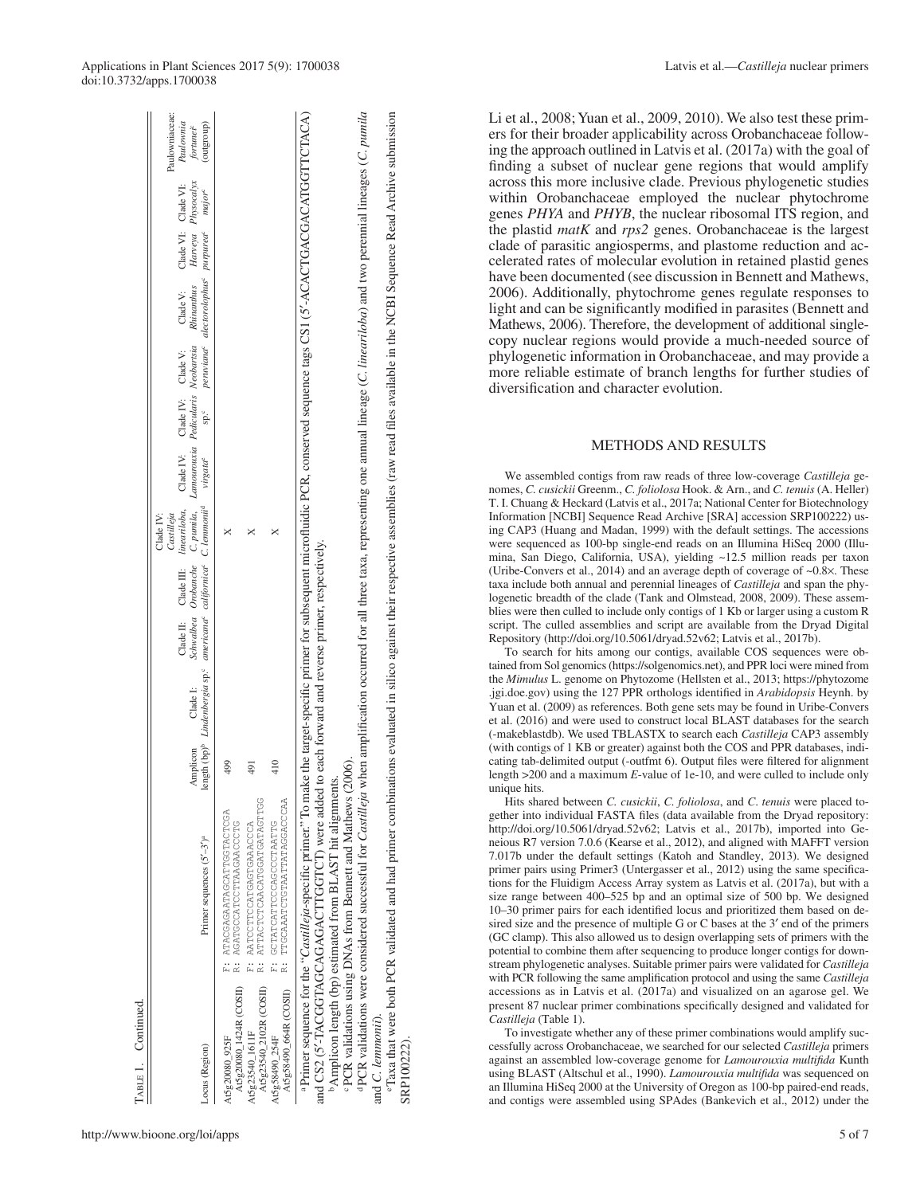Table 1. Continued.

| Locus (Region) | Primer sequences (5′–3′)[a] | Amplicon length (bp)[b] | Clade I: *Lindenbergia* sp.[c] | Clade II: *Schwalbea americana*[c] | Clade III: *Orobanche californica*[c] | Clade IV: *Castilleja linearilоba, C. pumila, C. lemmonii*[d] | Clade IV: *Lamourouxia virgata*[e] | Clade IV: *Pedicularis* sp.[c] | Clade V: *Neobartsia peruviana*[e] | Clade V: *Rhinanthus alectorolophus*[e] | Clade VI: *Harveya purpurea*[e] | Clade VI: *Physocalyx major*[e] | Paulowniaceae: *Paulownia fortunei*[c] (outgroup) |
|---|---|---|---|---|---|---|---|---|---|---|---|---|---|
| At5g20080_925F / At5g20080_1424R (COSII) | F: ATACGAGAATAGCATTGGTACTCGA / R: AGATGCCATCCTTAAGAACCCTG | 499 | | | | X | | | | | | | |
| At5g23540_1611F / At5g23540_2102R (COSII) | F: AATCCTTCCATGAGTGAAACCCA / R: ATTACTCTCAACATGGATGATAGTTGG | 491 | | | | X | | | | | | | |
| At5g58490_254F / At5g58490_664R (COSII) | F: GCTATCATTCCCAGCCCTAATTG / R: TTGCAAATCTGTAATTATAGGACCCAA | 410 | | | | X | | | | | | | |

[a] Primer sequence for the "*Castilleja*-specific primer." To make the target-specific primer for subsequent microfluidic PCR, conserved sequence tags CS1 (5′-ACACTGACGACATGGTTCTACA) and CS2 (5′-TACGGTAGCAGAGACTTGGTCT) were added to each forward and reverse primer, respectively.

[b] Amplicon length (bp) estimated from BLAST hit alignments.

[c] PCR validations using DNAs from Bennett and Mathews (2006).

[d] PCR validations were considered successful for *Castilleja* when amplification occurred for all three taxa, representing one annual lineage (*C. linearilоba*) and two perennial lineages (*C. pumila* and *C. lemmonii*).

[e] Taxa that were both PCR validated and had primer combinations evaluated in silico against their respective assemblies (raw read files available in the NCBI Sequence Read Archive submission SRP100222).

Li et al., 2008; Yuan et al., 2009, 2010). We also test these primers for their broader applicability across Orobanchaceae following the approach outlined in Latvis et al. (2017a) with the goal of finding a subset of nuclear gene regions that would amplify across this more inclusive clade. Previous phylogenetic studies within Orobanchaceae employed the nuclear phytochrome genes *PHYA* and *PHYB*, the nuclear ribosomal ITS region, and the plastid *matK* and *rps2* genes. Orobanchaceae is the largest clade of parasitic angiosperms, and plastome reduction and accelerated rates of molecular evolution in retained plastid genes have been documented (see discussion in Bennett and Mathews, 2006). Additionally, phytochrome genes regulate responses to light and can be significantly modified in parasites (Bennett and Mathews, 2006). Therefore, the development of additional single-copy nuclear regions would provide a much-needed source of phylogenetic information in Orobanchaceae, and may provide a more reliable estimate of branch lengths for further studies of diversification and character evolution.

## METHODS AND RESULTS

We assembled contigs from raw reads of three low-coverage *Castilleja* genomes, *C. cusickii* Greenm., *C. foliolosa* Hook. & Arn., and *C. tenuis* (A. Heller) T. I. Chuang & Heckard (Latvis et al., 2017a; National Center for Biotechnology Information [NCBI] Sequence Read Archive [SRA] accession SRP100222) using CAP3 (Huang and Madan, 1999) with the default settings. The accessions were sequenced as 100-bp single-end reads on an Illumina HiSeq 2000 (Illumina, San Diego, California, USA), yielding ~12.5 million reads per taxon (Uribe-Convers et al., 2014) and an average depth of coverage of ~0.8×. These taxa include both annual and perennial lineages of *Castilleja* and span the phylogenetic breadth of the clade (Tank and Olmstead, 2008, 2009). These assemblies were then culled to include only contigs of 1 Kb or larger using a custom R script. The culled assemblies and script are available from the Dryad Digital Repository (http://doi.org/10.5061/dryad.52v62; Latvis et al., 2017b).

To search for hits among our contigs, available COS sequences were obtained from Sol genomics (https://solgenomics.net), and PPR loci were mined from the *Mimulus* L. genome on Phytozome (Hellsten et al., 2013; https://phytozome.jgi.doe.gov) using the 127 PPR orthologs identified in *Arabidopsis* Heynh. by Yuan et al. (2009) as references. Both gene sets may be found in Uribe-Convers et al. (2016) and were used to construct local BLAST databases for the search (-makeblastdb). We used TBLASTX to search each *Castilleja* CAP3 assembly (with contigs of 1 KB or greater) against both the COS and PPR databases, indicating tab-delimited output (-outfmt 6). Output files were filtered for alignment length >200 and a maximum *E*-value of 1e-10, and were culled to include only unique hits.

Hits shared between *C. cusickii*, *C. foliolosa*, and *C. tenuis* were placed together into individual FASTA files (data available from the Dryad repository: http://doi.org/10.5061/dryad.52v62; Latvis et al., 2017b), imported into Geneious R7 version 7.0.6 (Kearse et al., 2012), and aligned with MAFFT version 7.017b under the default settings (Katoh and Standley, 2013). We designed primer pairs using Primer3 (Untergasser et al., 2012) using the same specifications for the Fluidigm Access Array system as Latvis et al. (2017a), but with a size range between 400–525 bp and an optimal size of 500 bp. We designed 10–30 primer pairs for each identified locus and prioritized them based on desired size and the presence of multiple G or C bases at the 3′ end of the primers (GC clamp). This also allowed us to design overlapping sets of primers with the potential to combine them after sequencing to produce longer contigs for downstream phylogenetic analyses. Suitable primer pairs were validated for *Castilleja* with PCR following the same amplification protocol and using the same *Castilleja* accessions as in Latvis et al. (2017a) and visualized on an agarose gel. We present 87 nuclear primer combinations specifically designed and validated for *Castilleja* (Table 1).

To investigate whether any of these primer combinations would amplify successfully across Orobanchaceae, we searched for our selected *Castilleja* primers against an assembled low-coverage genome for *Lamourouxia multifida* Kunth using BLAST (Altschul et al., 1990). *Lamourouxia multifida* was sequenced on an Illumina HiSeq 2000 at the University of Oregon as 100-bp paired-end reads, and contigs were assembled using SPAdes (Bankevich et al., 2012) under the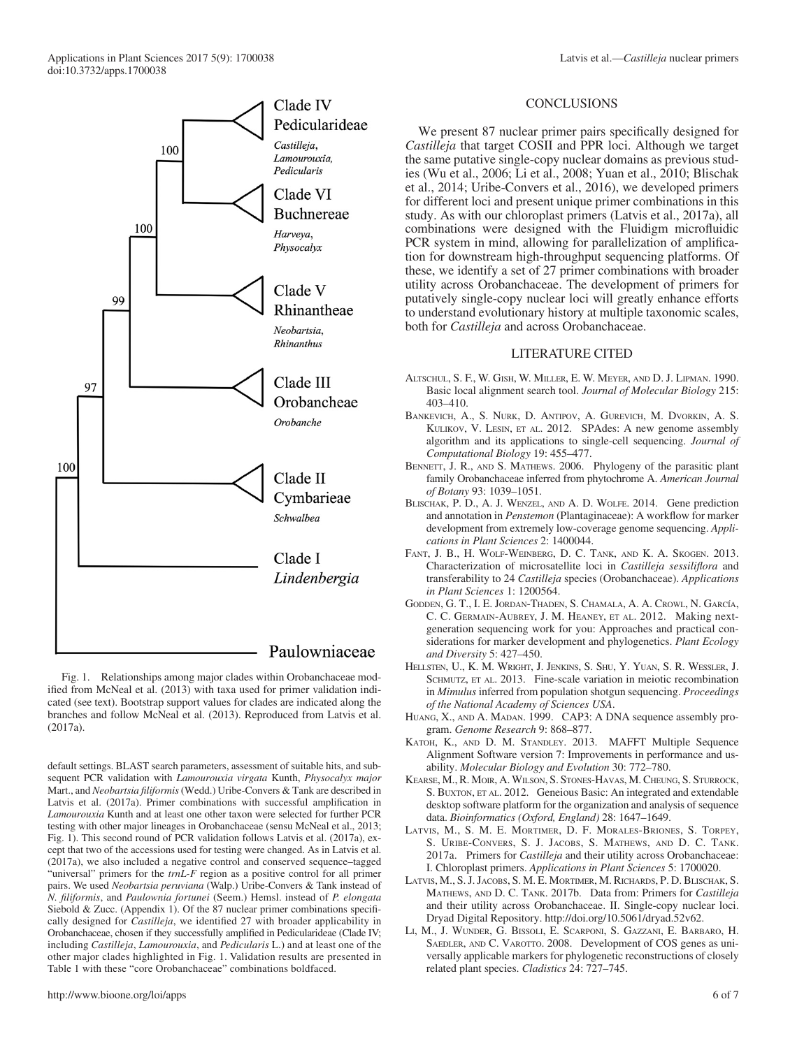Fig. 1. Relationships among major clades within Orobanchaceae modified from McNeal et al. (2013) with taxa used for primer validation indicated (see text). Bootstrap support values for clades are indicated along the branches and follow McNeal et al. (2013). Reproduced from Latvis et al. (2017a).

default settings. BLAST search parameters, assessment of suitable hits, and subsequent PCR validation with *Lamourouxia virgata* Kunth, *Physocalyx major* Mart., and *Neobartsia filiformis* (Wedd.) Uribe-Convers & Tank are described in Latvis et al. (2017a). Primer combinations with successful amplification in *Lamourouxia* Kunth and at least one other taxon were selected for further PCR testing with other major lineages in Orobanchaceae (sensu McNeal et al., 2013; Fig. 1). This second round of PCR validation follows Latvis et al. (2017a), except that two of the accessions used for testing were changed. As in Latvis et al. (2017a), we also included a negative control and conserved sequence–tagged "universal" primers for the *trnL-F* region as a positive control for all primer pairs. We used *Neobartsia peruviana* (Walp.) Uribe-Convers & Tank instead of *N. filiformis*, and *Paulownia fortunei* (Seem.) Hemsl. instead of *P. elongata* Siebold & Zucc. (Appendix 1). Of the 87 nuclear primer combinations specifically designed for *Castilleja*, we identified 27 with broader applicability in Orobanchaceae, chosen if they successfully amplified in Pedicularideae (Clade IV; including *Castilleja*, *Lamourouxia*, and *Pedicularis* L.) and at least one of the other major clades highlighted in Fig. 1. Validation results are presented in Table 1 with these "core Orobanchaceae" combinations boldfaced.

## CONCLUSIONS

We present 87 nuclear primer pairs specifically designed for *Castilleja* that target COSII and PPR loci. Although we target the same putative single-copy nuclear domains as previous studies (Wu et al., 2006; Li et al., 2008; Yuan et al., 2010; Blischak et al., 2014; Uribe-Convers et al., 2016), we developed primers for different loci and present unique primer combinations in this study. As with our chloroplast primers (Latvis et al., 2017a), all combinations were designed with the Fluidigm microfluidic PCR system in mind, allowing for parallelization of amplification for downstream high-throughput sequencing platforms. Of these, we identify a set of 27 primer combinations with broader utility across Orobanchaceae. The development of primers for putatively single-copy nuclear loci will greatly enhance efforts to understand evolutionary history at multiple taxonomic scales, both for *Castilleja* and across Orobanchaceae.

## LITERATURE CITED

Altschul, S. F., W. Gish, W. Miller, E. W. Meyer, and D. J. Lipman. 1990. Basic local alignment search tool. *Journal of Molecular Biology* 215: 403–410.

Bankevich, A., S. Nurk, D. Antipov, A. Gurevich, M. Dvorkin, A. S. Kulikov, V. Lesin, et al. 2012. SPAdes: A new genome assembly algorithm and its applications to single-cell sequencing. *Journal of Computational Biology* 19: 455–477.

Bennett, J. R., and S. Mathews. 2006. Phylogeny of the parasitic plant family Orobanchaceae inferred from phytochrome A. *American Journal of Botany* 93: 1039–1051.

Blischak, P. D., A. J. Wenzel, and A. D. Wolfe. 2014. Gene prediction and annotation in *Penstemon* (Plantaginaceae): A workflow for marker development from extremely low-coverage genome sequencing. *Applications in Plant Sciences* 2: 1400044.

Fant, J. B., H. Wolf-Weinberg, D. C. Tank, and K. A. Skogen. 2013. Characterization of microsatellite loci in *Castilleja sessiliflora* and transferability to 24 *Castilleja* species (Orobanchaceae). *Applications in Plant Sciences* 1: 1200564.

Godden, G. T., I. E. Jordan-Thaden, S. Chamala, A. A. Crowl, N. García, C. C. Germain-Aubrey, J. M. Heaney, et al. 2012. Making next-generation sequencing work for you: Approaches and practical considerations for marker development and phylogenetics. *Plant Ecology and Diversity* 5: 427–450.

Hellsten, U., K. M. Wright, J. Jenkins, S. Shu, Y. Yuan, S. R. Wessler, J. Schmutz, et al. 2013. Fine-scale variation in meiotic recombination in *Mimulus* inferred from population shotgun sequencing. *Proceedings of the National Academy of Sciences USA*.

Huang, X., and A. Madan. 1999. CAP3: A DNA sequence assembly program. *Genome Research* 9: 868–877.

Katoh, K., and D. M. Standley. 2013. MAFFT Multiple Sequence Alignment Software version 7: Improvements in performance and usability. *Molecular Biology and Evolution* 30: 772–780.

Kearse, M., R. Moir, A. Wilson, S. Stones-Havas, M. Cheung, S. Sturrock, S. Buxton, et al. 2012. Geneious Basic: An integrated and extendable desktop software platform for the organization and analysis of sequence data. *Bioinformatics (Oxford, England)* 28: 1647–1649.

Latvis, M., S. M. E. Mortimer, D. F. Morales-Briones, S. Torpey, S. Uribe-Convers, S. J. Jacobs, S. Mathews, and D. C. Tank. 2017a. Primers for *Castilleja* and their utility across Orobanchaceae: I. Chloroplast primers. *Applications in Plant Sciences* 5: 1700020.

Latvis, M., S. J. Jacobs, S. M. E. Mortimer, M. Richards, P. D. Blischak, S. Mathews, and D. C. Tank. 2017b. Data from: Primers for *Castilleja* and their utility across Orobanchaceae. II. Single-copy nuclear loci. Dryad Digital Repository. http://doi.org/10.5061/dryad.52v62.

Li, M., J. Wunder, G. Bissoli, E. Scarponi, S. Gazzani, E. Barbaro, H. Saedler, and C. Varotto. 2008. Development of COS genes as universally applicable markers for phylogenetic reconstructions of closely related plant species. *Cladistics* 24: 727–745.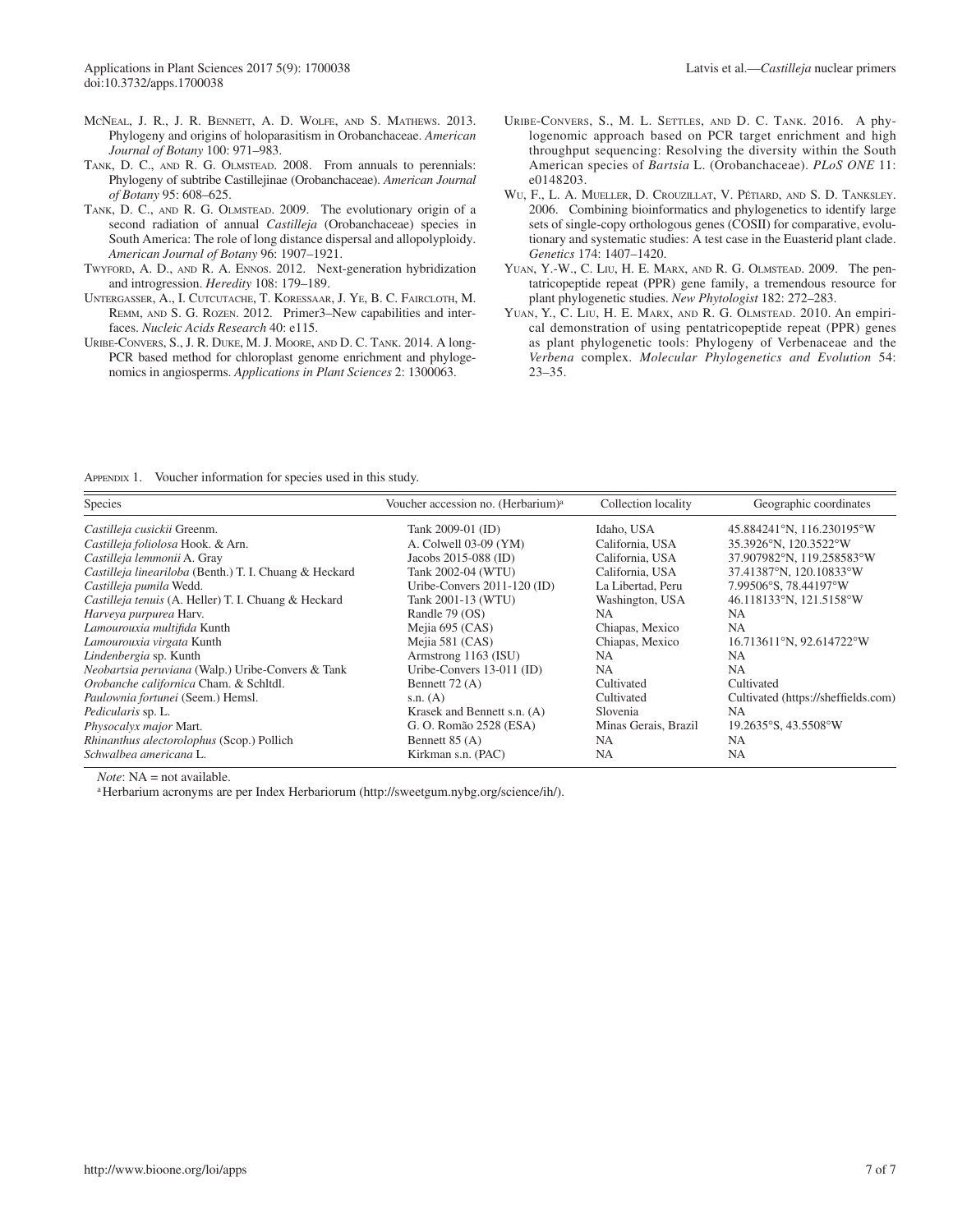McNeal, J. R., J. R. Bennett, A. D. Wolfe, and S. Mathews. 2013. Phylogeny and origins of holoparasitism in Orobanchaceae. *American Journal of Botany* 100: 971–983.

Tank, D. C., and R. G. Olmstead. 2008. From annuals to perennials: Phylogeny of subtribe Castillejinae (Orobanchaceae). *American Journal of Botany* 95: 608–625.

Tank, D. C., and R. G. Olmstead. 2009. The evolutionary origin of a second radiation of annual *Castilleja* (Orobanchaceae) species in South America: The role of long distance dispersal and allopolyploidy. *American Journal of Botany* 96: 1907–1921.

Twyford, A. D., and R. A. Ennos. 2012. Next-generation hybridization and introgression. *Heredity* 108: 179–189.

Untergasser, A., I. Cutcutache, T. Koressaar, J. Ye, B. C. Faircloth, M. Remm, and S. G. Rozen. 2012. Primer3–New capabilities and interfaces. *Nucleic Acids Research* 40: e115.

Uribe-Convers, S., J. R. Duke, M. J. Moore, and D. C. Tank. 2014. A long-PCR based method for chloroplast genome enrichment and phylogenomics in angiosperms. *Applications in Plant Sciences* 2: 1300063.

Uribe-Convers, S., M. L. Settles, and D. C. Tank. 2016. A phylogenomic approach based on PCR target enrichment and high throughput sequencing: Resolving the diversity within the South American species of *Bartsia* L. (Orobanchaceae). *PLoS ONE* 11: e0148203.

Wu, F., L. A. Mueller, D. Crouzillat, V. Pétiard, and S. D. Tanksley. 2006. Combining bioinformatics and phylogenetics to identify large sets of single-copy orthologous genes (COSII) for comparative, evolutionary and systematic studies: A test case in the Euasterid plant clade. *Genetics* 174: 1407–1420.

Yuan, Y.-W., C. Liu, H. E. Marx, and R. G. Olmstead. 2009. The pentatricopeptide repeat (PPR) gene family, a tremendous resource for plant phylogenetic studies. *New Phytologist* 182: 272–283.

Yuan, Y., C. Liu, H. E. Marx, and R. G. Olmstead. 2010. An empirical demonstration of using pentatricopeptide repeat (PPR) genes as plant phylogenetic tools: Phylogeny of Verbenaceae and the *Verbena* complex. *Molecular Phylogenetics and Evolution* 54: 23–35.

Appendix 1. Voucher information for species used in this study.

| Species | Voucher accession no. (Herbarium)[a] | Collection locality | Geographic coordinates |
|---|---|---|---|
| *Castilleja cusickii* Greenm. | Tank 2009-01 (ID) | Idaho, USA | 45.884241°N, 116.230195°W |
| *Castilleja foliolosa* Hook. & Arn. | A. Colwell 03-09 (YM) | California, USA | 35.3926°N, 120.3522°W |
| *Castilleja lemmonii* A. Gray | Jacobs 2015-088 (ID) | California, USA | 37.907982°N, 119.258583°W |
| *Castilleja lineariloba* (Benth.) T. I. Chuang & Heckard | Tank 2002-04 (WTU) | California, USA | 37.41387°N, 120.10833°W |
| *Castilleja pumila* Wedd. | Uribe-Convers 2011-120 (ID) | La Libertad, Peru | 7.99506°S, 78.44197°W |
| *Castilleja tenuis* (A. Heller) T. I. Chuang & Heckard | Tank 2001-13 (WTU) | Washington, USA | 46.118133°N, 121.5158°W |
| *Harveya purpurea* Harv. | Randle 79 (OS) | NA | NA |
| *Lamourouxia multifida* Kunth | Mejia 695 (CAS) | Chiapas, Mexico | NA |
| *Lamourouxia virgata* Kunth | Mejia 581 (CAS) | Chiapas, Mexico | 16.713611°N, 92.614722°W |
| *Lindenbergia* sp. Kunth | Armstrong 1163 (ISU) | NA | NA |
| *Neobartsia peruviana* (Walp.) Uribe-Convers & Tank | Uribe-Convers 13-011 (ID) | NA | NA |
| *Orobanche californica* Cham. & Schltdl. | Bennett 72 (A) | Cultivated | Cultivated |
| *Paulownia fortunei* (Seem.) Hemsl. | s.n. (A) | Cultivated | Cultivated (https://sheffields.com) |
| *Pedicularis* sp. L. | Krasek and Bennett s.n. (A) | Slovenia | NA |
| *Physocalyx major* Mart. | G. O. Romão 2528 (ESA) | Minas Gerais, Brazil | 19.2635°S, 43.5508°W |
| *Rhinanthus alectorolophus* (Scop.) Pollich | Bennett 85 (A) | NA | NA |
| *Schwalbea americana* L. | Kirkman s.n. (PAC) | NA | NA |

*Note*: NA = not available.

[a] Herbarium acronyms are per Index Herbariorum (http://sweetgum.nybg.org/science/ih/).